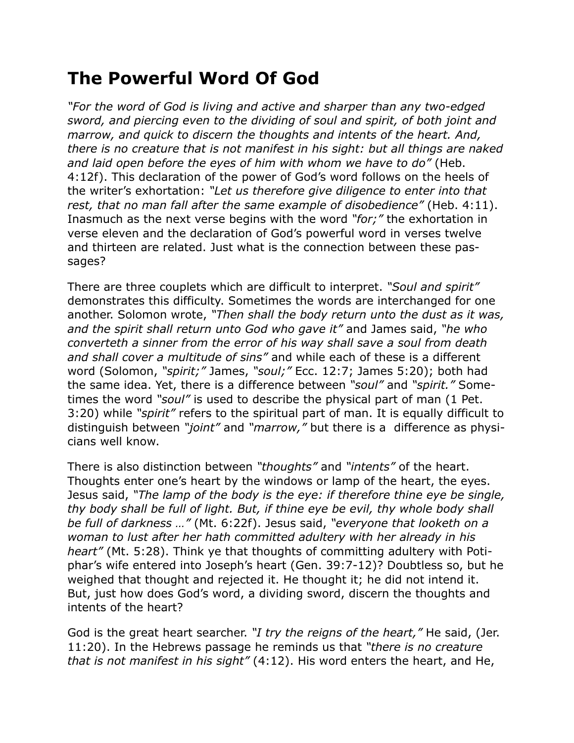# The Powerful Word Of God

*"For the word of God is living and active and sharper than any two-edged sword, and piercing even to the dividing of soul and spirit, of both joint and marrow, and quick to discern the thoughts and intents of the heart. And, there is no creature that is not manifest in his sight: but all things are naked and laid open before the eyes of him with whom we have to do"* (Heb. 4:12f). This declaration of the power of God's word follows on the heels of the writer's exhortation: *"Let us therefore give diligence to enter into that rest, that no man fall after the same example of disobedience"* (Heb. 4:11). Inasmuch as the next verse begins with the word *"for;"* the exhortation in verse eleven and the declaration of God's powerful word in verses twelve and thirteen are related. Just what is the connection between these passages?

There are three couplets which are difficult to interpret. *"Soul and spirit"* demonstrates this difficulty. Sometimes the words are interchanged for one another. Solomon wrote, *"Then shall the body return unto the dust as it was, and the spirit shall return unto God who gave it"* and James said, *"he who converteth a sinner from the error of his way shall save a soul from death and shall cover a multitude of sins"* and while each of these is a different word (Solomon, *"spirit;"* James, *"soul;"* Ecc. 12:7; James 5:20); both had the same idea. Yet, there is a difference between *"soul"* and *"spirit."* Sometimes the word *"soul"* is used to describe the physical part of man (1 Pet. 3:20) while *"spirit"* refers to the spiritual part of man. It is equally difficult to distinguish between *"joint"* and *"marrow,"* but there is a difference as physicians well know.

There is also distinction between *"thoughts"* and *"intents"* of the heart. Thoughts enter one's heart by the windows or lamp of the heart, the eyes. Jesus said, *"The lamp of the body is the eye: if therefore thine eye be single, thy body shall be full of light. But, if thine eye be evil, thy whole body shall be full of darkness …"* (Mt. 6:22f). Jesus said, *"everyone that looketh on a woman to lust after her hath committed adultery with her already in his heart"* (Mt. 5:28). Think ye that thoughts of committing adultery with Potiphar's wife entered into Joseph's heart (Gen. 39:7-12)? Doubtless so, but he weighed that thought and rejected it. He thought it; he did not intend it. But, just how does God's word, a dividing sword, discern the thoughts and intents of the heart?

God is the great heart searcher. *"I try the reigns of the heart,"* He said, (Jer. 11:20). In the Hebrews passage he reminds us that *"there is no creature that is not manifest in his sight"* (4:12). His word enters the heart, and He,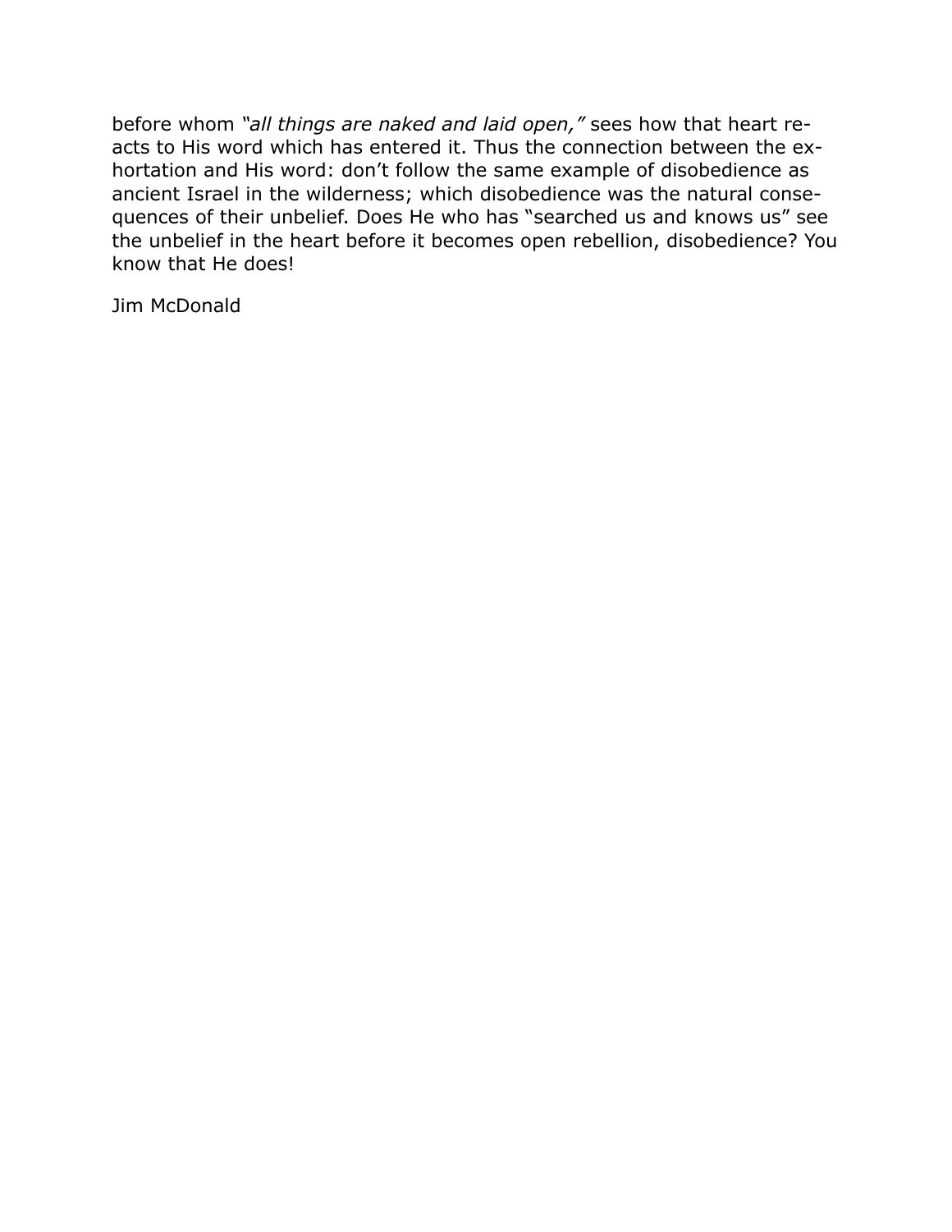before whom *"all things are naked and laid open,"* sees how that heart reacts to His word which has entered it. Thus the connection between the exhortation and His word: don't follow the same example of disobedience as ancient Israel in the wilderness; which disobedience was the natural consequences of their unbelief. Does He who has "searched us and knows us" see the unbelief in the heart before it becomes open rebellion, disobedience? You know that He does!

Jim McDonald